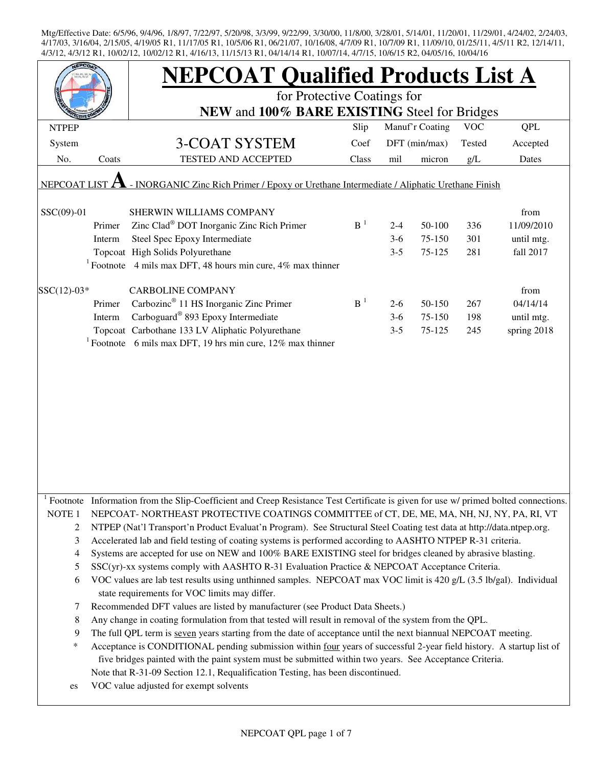Mtg/Effective Date: 6/5/96, 9/4/96, 1/8/97, 7/22/97, 5/20/98, 3/3/99, 9/22/99, 3/30/00, 11/8/00, 3/28/01, 5/14/01, 11/20/01, 11/29/01, 4/24/02, 2/24/03, 4/17/03, 3/16/04, 2/15/05, 4/19/05 R1, 11/17/05 R1, 10/5/06 R1, 06/21/07, 10/16/08, 4/7/09 R1, 10/7/09 R1, 11/09/10, 01/25/11, 4/5/11 R2, 12/14/11, 4/3/12, 4/3/12 R1, 10/02/12, 10/02/12 R1, 4/16/13, 11/15/13 R1, 04/14/14 R1, 10/07/14, 4/7/15, 10/6/15 R2, 04/05/16, 10/04/16

# NEPCOAT Qualified Products List A

for Protective Coatings for

**NEW** and **100% BARE EXISTING** Steel for Bridges

| NTPEP System No. | Coats | 3-COAT SYSTEM TESTED AND ACCEPTED | Slip Coef Class | Manuf'r Coating DFT (min/max) mil | Manuf'r Coating DFT (min/max) micron | VOC Tested g/L | QPL Accepted Dates |
|---|---|---|---|---|---|---|---|
| NEPCOAT LIST **A** - INORGANIC Zinc Rich Primer / Epoxy or Urethane Intermediate / Aliphatic Urethane Finish | | | | | | | |
| SSC(09)-01 | | SHERWIN WILLIAMS COMPANY | | | | | from |
| | Primer | Zinc Clad® DOT Inorganic Zinc Rich Primer | B [1] | 2-4 | 50-100 | 336 | 11/09/2010 |
| | Interm | Steel Spec Epoxy Intermediate | | 3-6 | 75-150 | 301 | until mtg. |
| | Topcoat | High Solids Polyurethane | | 3-5 | 75-125 | 281 | fall 2017 |
| | [1] Footnote | 4 mils max DFT, 48 hours min cure, 4% max thinner | | | | | |
| SSC(12)-03* | | CARBOLINE COMPANY | | | | | from |
| | Primer | Carbozinc® 11 HS Inorganic Zinc Primer | B [1] | 2-6 | 50-150 | 267 | 04/14/14 |
| | Interm | Carboguard® 893 Epoxy Intermediate | | 3-6 | 75-150 | 198 | until mtg. |
| | Topcoat | Carbothane 133 LV Aliphatic Polyurethane | | 3-5 | 75-125 | 245 | spring 2018 |
| | [1] Footnote | 6 mils max DFT, 19 hrs min cure, 12% max thinner | | | | | |

[1] Footnote Information from the Slip-Coefficient and Creep Resistance Test Certificate is given for use w/ primed bolted connections.

NOTE 1 NEPCOAT- NORTHEAST PROTECTIVE COATINGS COMMITTEE of CT, DE, ME, MA, NH, NJ, NY, PA, RI, VT

2 NTPEP (Nat'l Transport'n Product Evaluat'n Program). See Structural Steel Coating test data at http://data.ntpep.org.

3 Accelerated lab and field testing of coating systems is performed according to AASHTO NTPEP R-31 criteria.

4 Systems are accepted for use on NEW and 100% BARE EXISTING steel for bridges cleaned by abrasive blasting.

5 SSC(yr)-xx systems comply with AASHTO R-31 Evaluation Practice & NEPCOAT Acceptance Criteria.

6 VOC values are lab test results using unthinned samples. NEPCOAT max VOC limit is 420 g/L (3.5 lb/gal). Individual state requirements for VOC limits may differ.

7 Recommended DFT values are listed by manufacturer (see Product Data Sheets.)

8 Any change in coating formulation from that tested will result in removal of the system from the QPL.

9 The full QPL term is seven years starting from the date of acceptance until the next biannual NEPCOAT meeting.

\* Acceptance is CONDITIONAL pending submission within four years of successful 2-year field history. A startup list of five bridges painted with the paint system must be submitted within two years. See Acceptance Criteria.

Note that R-31-09 Section 12.1, Requalification Testing, has been discontinued.

es VOC value adjusted for exempt solvents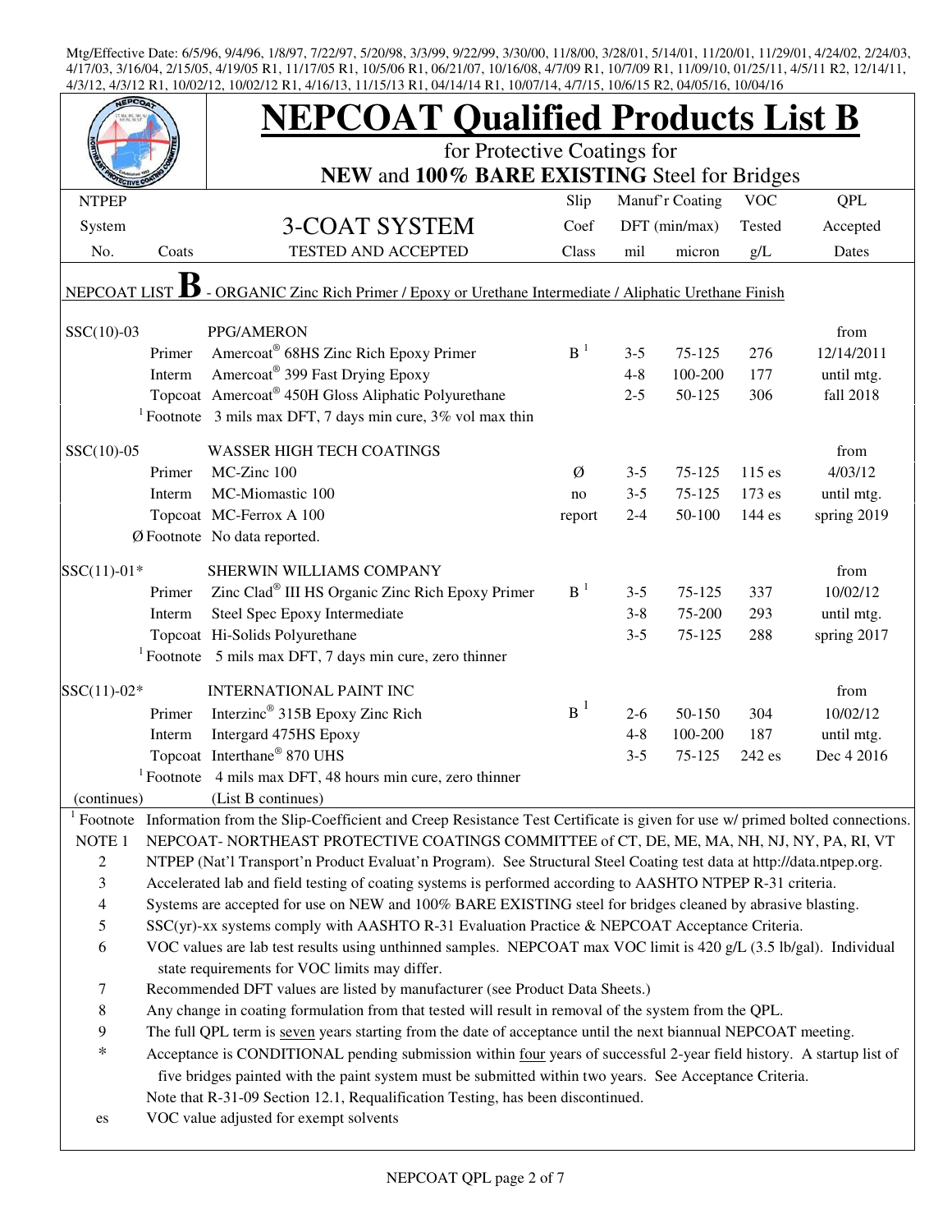Mtg/Effective Date: 6/5/96, 9/4/96, 1/8/97, 7/22/97, 5/20/98, 3/3/99, 9/22/99, 3/30/00, 11/8/00, 3/28/01, 5/14/01, 11/20/01, 11/29/01, 4/24/02, 2/24/03, 4/17/03, 3/16/04, 2/15/05, 4/19/05 R1, 11/17/05 R1, 10/5/06 R1, 06/21/07, 10/16/08, 4/7/09 R1, 10/7/09 R1, 11/09/10, 01/25/11, 4/5/11 R2, 12/14/11, 4/3/12, 4/3/12 R1, 10/02/12, 10/02/12 R1, 4/16/13, 11/15/13 R1, 04/14/14 R1, 10/07/14, 4/7/15, 10/6/15 R2, 04/05/16, 10/04/16

# NEPCOAT Qualified Products List B

## for Protective Coatings for **NEW** and **100% BARE EXISTING** Steel for Bridges

| NTPEP System No. | Coats | 3-COAT SYSTEM TESTED AND ACCEPTED | Slip Coef Class | Manuf'r Coating DFT (min/max) mil | micron | VOC Tested g/L | QPL Accepted Dates |
|---|---|---|---|---|---|---|---|
| NEPCOAT LIST **B** - ORGANIC Zinc Rich Primer / Epoxy or Urethane Intermediate / Aliphatic Urethane Finish | | | | | | | |
| SSC(10)-03 | | PPG/AMERON | | | | | from |
| | Primer | Amercoat® 68HS Zinc Rich Epoxy Primer | B [1] | 3-5 | 75-125 | 276 | 12/14/2011 |
| | Interm | Amercoat® 399 Fast Drying Epoxy | | 4-8 | 100-200 | 177 | until mtg. |
| | Topcoat | Amercoat® 450H Gloss Aliphatic Polyurethane | | 2-5 | 50-125 | 306 | fall 2018 |
| | [1] Footnote | 3 mils max DFT, 7 days min cure, 3% vol max thin | | | | | |
| SSC(10)-05 | | WASSER HIGH TECH COATINGS | | | | | from |
| | Primer | MC-Zinc 100 | Ø | 3-5 | 75-125 | 115 es | 4/03/12 |
| | Interm | MC-Miomastic 100 | no | 3-5 | 75-125 | 173 es | until mtg. |
| | Topcoat | MC-Ferrox A 100 | report | 2-4 | 50-100 | 144 es | spring 2019 |
| | Ø Footnote | No data reported. | | | | | |
| SSC(11)-01* | | SHERWIN WILLIAMS COMPANY | | | | | from |
| | Primer | Zinc Clad® III HS Organic Zinc Rich Epoxy Primer | B [1] | 3-5 | 75-125 | 337 | 10/02/12 |
| | Interm | Steel Spec Epoxy Intermediate | | 3-8 | 75-200 | 293 | until mtg. |
| | Topcoat | Hi-Solids Polyurethane | | 3-5 | 75-125 | 288 | spring 2017 |
| | [1] Footnote | 5 mils max DFT, 7 days min cure, zero thinner | | | | | |
| SSC(11)-02* | | INTERNATIONAL PAINT INC | | | | | from |
| | Primer | Interzinc® 315B Epoxy Zinc Rich | B [1] | 2-6 | 50-150 | 304 | 10/02/12 |
| | Interm | Intergard 475HS Epoxy | | 4-8 | 100-200 | 187 | until mtg. |
| | Topcoat | Interthane® 870 UHS | | 3-5 | 75-125 | 242 es | Dec 4 2016 |
| | [1] Footnote | 4 mils max DFT, 48 hours min cure, zero thinner | | | | | |
| (continues) | | (List B continues) | | | | | |

[1] Footnote Information from the Slip-Coefficient and Creep Resistance Test Certificate is given for use w/ primed bolted connections.

NOTE 1 NEPCOAT- NORTHEAST PROTECTIVE COATINGS COMMITTEE of CT, DE, ME, MA, NH, NJ, NY, PA, RI, VT

2 NTPEP (Nat'l Transport'n Product Evaluat'n Program). See Structural Steel Coating test data at http://data.ntpep.org.

3 Accelerated lab and field testing of coating systems is performed according to AASHTO NTPEP R-31 criteria.

4 Systems are accepted for use on NEW and 100% BARE EXISTING steel for bridges cleaned by abrasive blasting.

5 SSC(yr)-xx systems comply with AASHTO R-31 Evaluation Practice & NEPCOAT Acceptance Criteria.

6 VOC values are lab test results using unthinned samples. NEPCOAT max VOC limit is 420 g/L (3.5 lb/gal). Individual state requirements for VOC limits may differ.

7 Recommended DFT values are listed by manufacturer (see Product Data Sheets.)

8 Any change in coating formulation from that tested will result in removal of the system from the QPL.

9 The full QPL term is seven years starting from the date of acceptance until the next biannual NEPCOAT meeting.

\* Acceptance is CONDITIONAL pending submission within four years of successful 2-year field history. A startup list of five bridges painted with the paint system must be submitted within two years. See Acceptance Criteria.

Note that R-31-09 Section 12.1, Requalification Testing, has been discontinued.

es VOC value adjusted for exempt solvents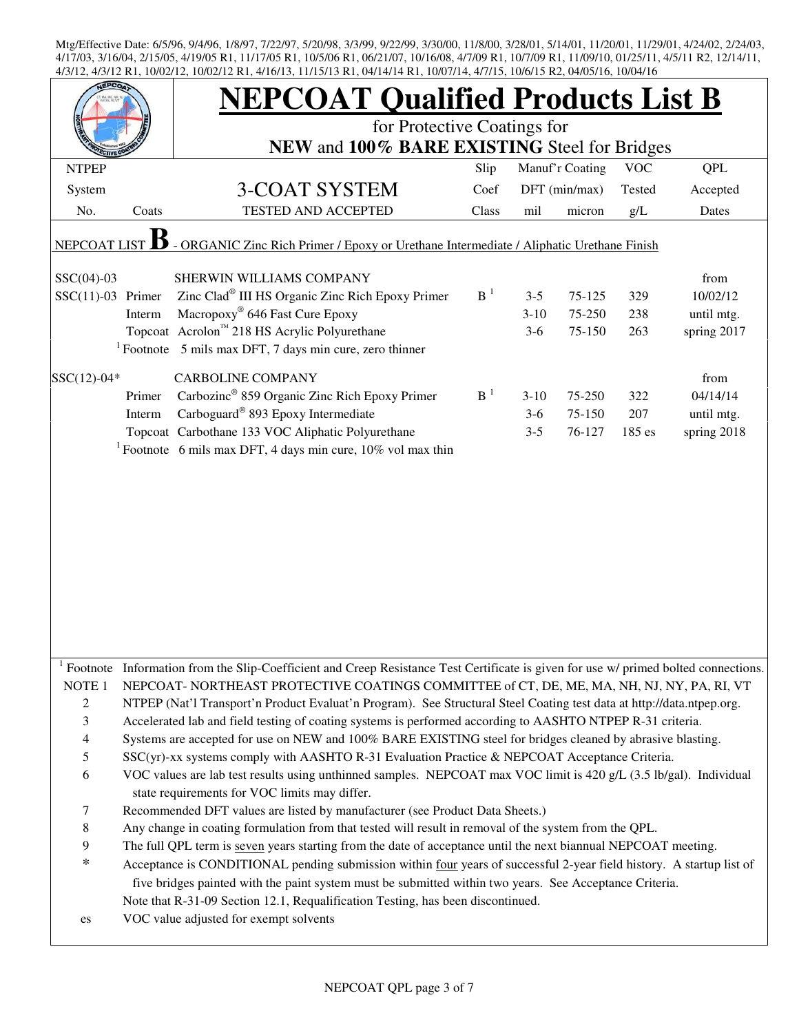Mtg/Effective Date: 6/5/96, 9/4/96, 1/8/97, 7/22/97, 5/20/98, 3/3/99, 9/22/99, 3/30/00, 11/8/00, 3/28/01, 5/14/01, 11/20/01, 11/29/01, 4/24/02, 2/24/03, 4/17/03, 3/16/04, 2/15/05, 4/19/05 R1, 11/17/05 R1, 10/5/06 R1, 06/21/07, 10/16/08, 4/7/09 R1, 10/7/09 R1, 11/09/10, 01/25/11, 4/5/11 R2, 12/14/11, 4/3/12, 4/3/12 R1, 10/02/12, 10/02/12 R1, 4/16/13, 11/15/13 R1, 04/14/14 R1, 10/07/14, 4/7/15, 10/6/15 R2, 04/05/16, 10/04/16

# NEPCOAT Qualified Products List B

for Protective Coatings for
**NEW** and **100% BARE EXISTING** Steel for Bridges

| NTPEP System No. | Coats | 3-COAT SYSTEM TESTED AND ACCEPTED | Slip Coef Class | Manuf'r Coating DFT (min/max) mil | micron | VOC Tested g/L | QPL Accepted Dates |
|---|---|---|---|---|---|---|---|
| NEPCOAT LIST **B** - ORGANIC Zinc Rich Primer / Epoxy or Urethane Intermediate / Aliphatic Urethane Finish | | | | | | | |
| SSC(04)-03 | | SHERWIN WILLIAMS COMPANY | | | | | from |
| SSC(11)-03 | Primer | Zinc Clad® III HS Organic Zinc Rich Epoxy Primer | B [1] | 3-5 | 75-125 | 329 | 10/02/12 |
| | Interm | Macropoxy® 646 Fast Cure Epoxy | | 3-10 | 75-250 | 238 | until mtg. |
| | Topcoat | Acrolon™ 218 HS Acrylic Polyurethane | | 3-6 | 75-150 | 263 | spring 2017 |
| | [1] Footnote | 5 mils max DFT, 7 days min cure, zero thinner | | | | | |
| SSC(12)-04* | | CARBOLINE COMPANY | | | | | from |
| | Primer | Carbozinc® 859 Organic Zinc Rich Epoxy Primer | B [1] | 3-10 | 75-250 | 322 | 04/14/14 |
| | Interm | Carboguard® 893 Epoxy Intermediate | | 3-6 | 75-150 | 207 | until mtg. |
| | Topcoat | Carbothane 133 VOC Aliphatic Polyurethane | | 3-5 | 76-127 | 185 es | spring 2018 |
| | [1] Footnote | 6 mils max DFT, 4 days min cure, 10% vol max thin | | | | | |

[1] Footnote Information from the Slip-Coefficient and Creep Resistance Test Certificate is given for use w/ primed bolted connections.

NOTE 1 NEPCOAT- NORTHEAST PROTECTIVE COATINGS COMMITTEE of CT, DE, ME, MA, NH, NJ, NY, PA, RI, VT

2 NTPEP (Nat'l Transport'n Product Evaluat'n Program). See Structural Steel Coating test data at http://data.ntpep.org.

3 Accelerated lab and field testing of coating systems is performed according to AASHTO NTPEP R-31 criteria.

4 Systems are accepted for use on NEW and 100% BARE EXISTING steel for bridges cleaned by abrasive blasting.

5 SSC(yr)-xx systems comply with AASHTO R-31 Evaluation Practice & NEPCOAT Acceptance Criteria.

6 VOC values are lab test results using unthinned samples. NEPCOAT max VOC limit is 420 g/L (3.5 lb/gal). Individual state requirements for VOC limits may differ.

7 Recommended DFT values are listed by manufacturer (see Product Data Sheets.)

8 Any change in coating formulation from that tested will result in removal of the system from the QPL.

9 The full QPL term is seven years starting from the date of acceptance until the next biannual NEPCOAT meeting.

\* Acceptance is CONDITIONAL pending submission within four years of successful 2-year field history. A startup list of five bridges painted with the paint system must be submitted within two years. See Acceptance Criteria.

Note that R-31-09 Section 12.1, Requalification Testing, has been discontinued.

es VOC value adjusted for exempt solvents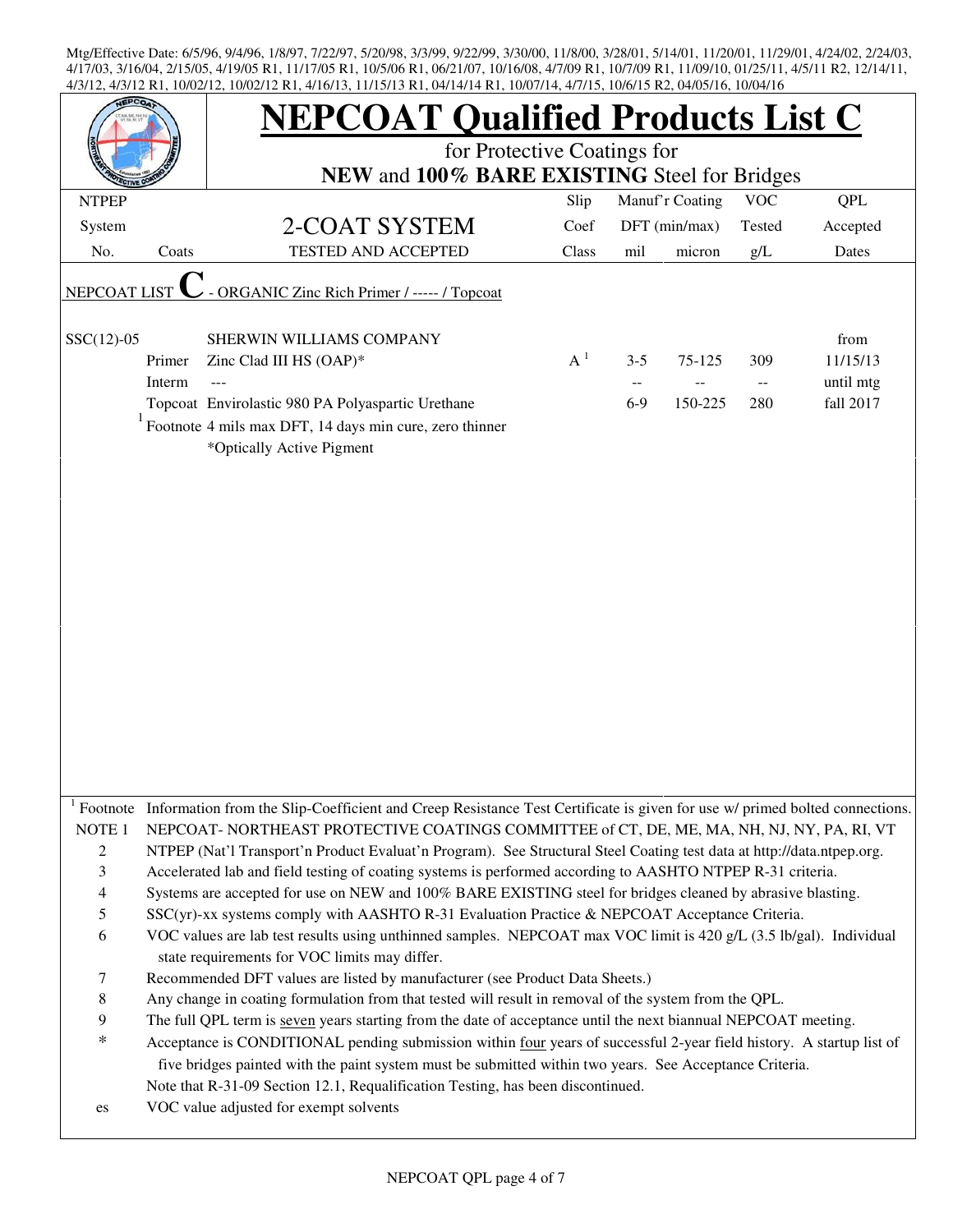Mtg/Effective Date: 6/5/96, 9/4/96, 1/8/97, 7/22/97, 5/20/98, 3/3/99, 9/22/99, 3/30/00, 11/8/00, 3/28/01, 5/14/01, 11/20/01, 11/29/01, 4/24/02, 2/24/03, 4/17/03, 3/16/04, 2/15/05, 4/19/05 R1, 11/17/05 R1, 10/5/06 R1, 06/21/07, 10/16/08, 4/7/09 R1, 10/7/09 R1, 11/09/10, 01/25/11, 4/5/11 R2, 12/14/11, 4/3/12, 4/3/12 R1, 10/02/12, 10/02/12 R1, 4/16/13, 11/15/13 R1, 04/14/14 R1, 10/07/14, 4/7/15, 10/6/15 R2, 04/05/16, 10/04/16

# NEPCOAT Qualified Products List C

for Protective Coatings for
**NEW** and **100% BARE EXISTING** Steel for Bridges

| NTPEP System No. | Coats | 2-COAT SYSTEM TESTED AND ACCEPTED | Slip Coef Class | Manuf'r Coating DFT (min/max) mil | micron | VOC Tested g/L | QPL Accepted Dates |
|---|---|---|---|---|---|---|---|
| NEPCOAT LIST **C** - ORGANIC Zinc Rich Primer / ----- / Topcoat | | | | | | | |
| SSC(12)-05 | | SHERWIN WILLIAMS COMPANY | | | | | from |
| | Primer | Zinc Clad III HS (OAP)* | A[1] | 3-5 | 75-125 | 309 | 11/15/13 |
| | Interm | --- | | -- | -- | -- | until mtg |
| | Topcoat | Envirolastic 980 PA Polyaspartic Urethane | | 6-9 | 150-225 | 280 | fall 2017 |
| | [1] Footnote | 4 mils max DFT, 14 days min cure, zero thinner | | | | | |
| | | *Optically Active Pigment | | | | | |

[1] Footnote Information from the Slip-Coefficient and Creep Resistance Test Certificate is given for use w/ primed bolted connections.

NOTE 1 NEPCOAT- NORTHEAST PROTECTIVE COATINGS COMMITTEE of CT, DE, ME, MA, NH, NJ, NY, PA, RI, VT

2 NTPEP (Nat'l Transport'n Product Evaluat'n Program). See Structural Steel Coating test data at http://data.ntpep.org.

3 Accelerated lab and field testing of coating systems is performed according to AASHTO NTPEP R-31 criteria.

4 Systems are accepted for use on NEW and 100% BARE EXISTING steel for bridges cleaned by abrasive blasting.

5 SSC(yr)-xx systems comply with AASHTO R-31 Evaluation Practice & NEPCOAT Acceptance Criteria.

6 VOC values are lab test results using unthinned samples. NEPCOAT max VOC limit is 420 g/L (3.5 lb/gal). Individual state requirements for VOC limits may differ.

7 Recommended DFT values are listed by manufacturer (see Product Data Sheets.)

8 Any change in coating formulation from that tested will result in removal of the system from the QPL.

9 The full QPL term is seven years starting from the date of acceptance until the next biannual NEPCOAT meeting.

\* Acceptance is CONDITIONAL pending submission within four years of successful 2-year field history. A startup list of five bridges painted with the paint system must be submitted within two years. See Acceptance Criteria.

Note that R-31-09 Section 12.1, Requalification Testing, has been discontinued.

es VOC value adjusted for exempt solvents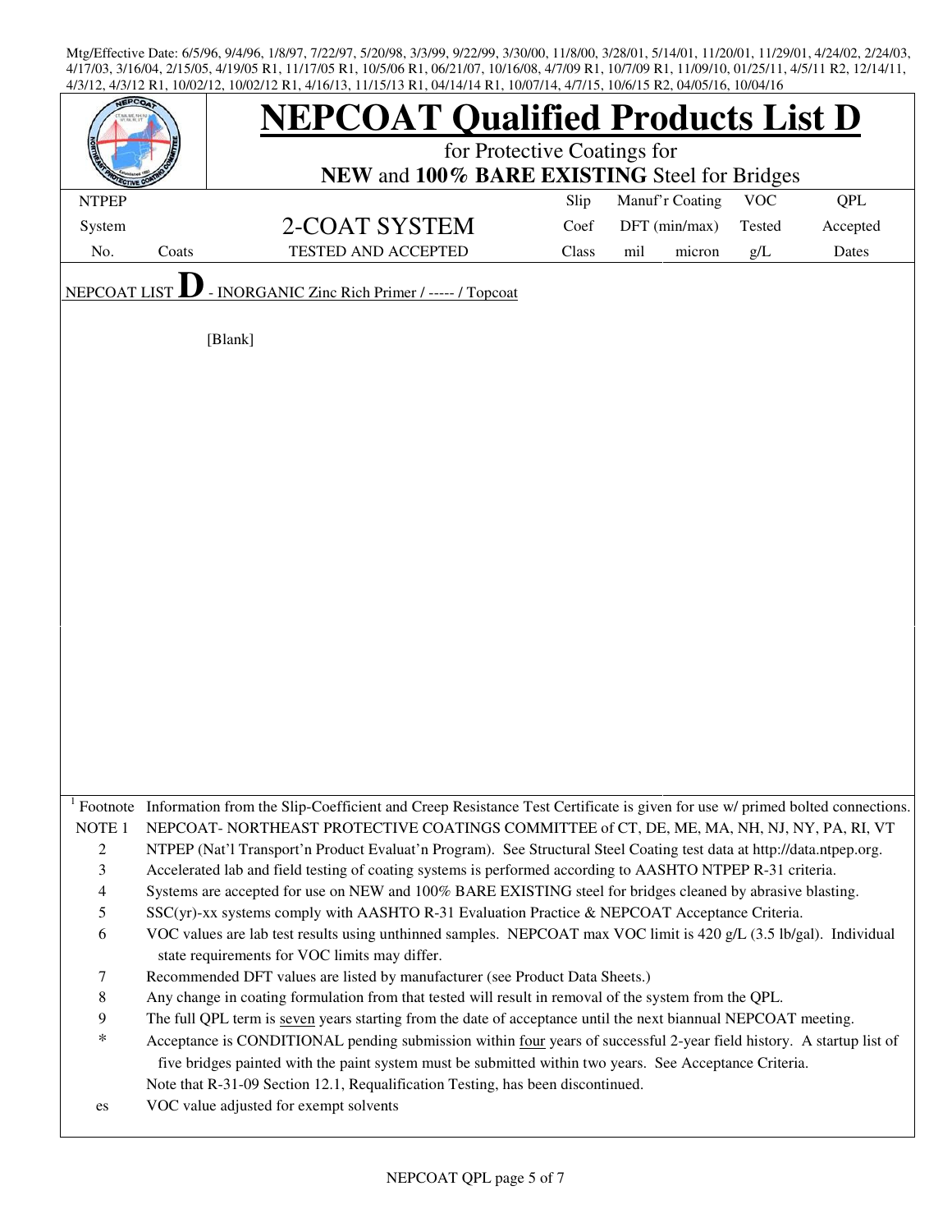Mtg/Effective Date: 6/5/96, 9/4/96, 1/8/97, 7/22/97, 5/20/98, 3/3/99, 9/22/99, 3/30/00, 11/8/00, 3/28/01, 5/14/01, 11/20/01, 11/29/01, 4/24/02, 2/24/03, 4/17/03, 3/16/04, 2/15/05, 4/19/05 R1, 11/17/05 R1, 10/5/06 R1, 06/21/07, 10/16/08, 4/7/09 R1, 10/7/09 R1, 11/09/10, 01/25/11, 4/5/11 R2, 12/14/11, 4/3/12, 4/3/12 R1, 10/02/12, 10/02/12 R1, 4/16/13, 11/15/13 R1, 04/14/14 R1, 10/07/14, 4/7/15, 10/6/15 R2, 04/05/16, 10/04/16

# NEPCOAT Qualified Products List D

for Protective Coatings for

**NEW** and **100% BARE EXISTING** Steel for Bridges

| NTPEP System No. | Coats | 2-COAT SYSTEM TESTED AND ACCEPTED | Slip Coef Class | Manuf'r Coating DFT (min/max) mil | micron | VOC Tested g/L | QPL Accepted Dates |
|---|---|---|---|---|---|---|---|

NEPCOAT LIST **D** - INORGANIC Zinc Rich Primer / ----- / Topcoat

[Blank]

| | |
|---|---|
| [1] Footnote | Information from the Slip-Coefficient and Creep Resistance Test Certificate is given for use w/ primed bolted connections. |
| NOTE 1 | NEPCOAT- NORTHEAST PROTECTIVE COATINGS COMMITTEE of CT, DE, ME, MA, NH, NJ, NY, PA, RI, VT |
| 2 | NTPEP (Nat'l Transport'n Product Evaluat'n Program). See Structural Steel Coating test data at http://data.ntpep.org. |
| 3 | Accelerated lab and field testing of coating systems is performed according to AASHTO NTPEP R-31 criteria. |
| 4 | Systems are accepted for use on NEW and 100% BARE EXISTING steel for bridges cleaned by abrasive blasting. |
| 5 | SSC(yr)-xx systems comply with AASHTO R-31 Evaluation Practice & NEPCOAT Acceptance Criteria. |
| 6 | VOC values are lab test results using unthinned samples. NEPCOAT max VOC limit is 420 g/L (3.5 lb/gal). Individual state requirements for VOC limits may differ. |
| 7 | Recommended DFT values are listed by manufacturer (see Product Data Sheets.) |
| 8 | Any change in coating formulation from that tested will result in removal of the system from the QPL. |
| 9 | The full QPL term is seven years starting from the date of acceptance until the next biannual NEPCOAT meeting. |
| * | Acceptance is CONDITIONAL pending submission within four years of successful 2-year field history. A startup list of five bridges painted with the paint system must be submitted within two years. See Acceptance Criteria. |
| | Note that R-31-09 Section 12.1, Requalification Testing, has been discontinued. |
| es | VOC value adjusted for exempt solvents |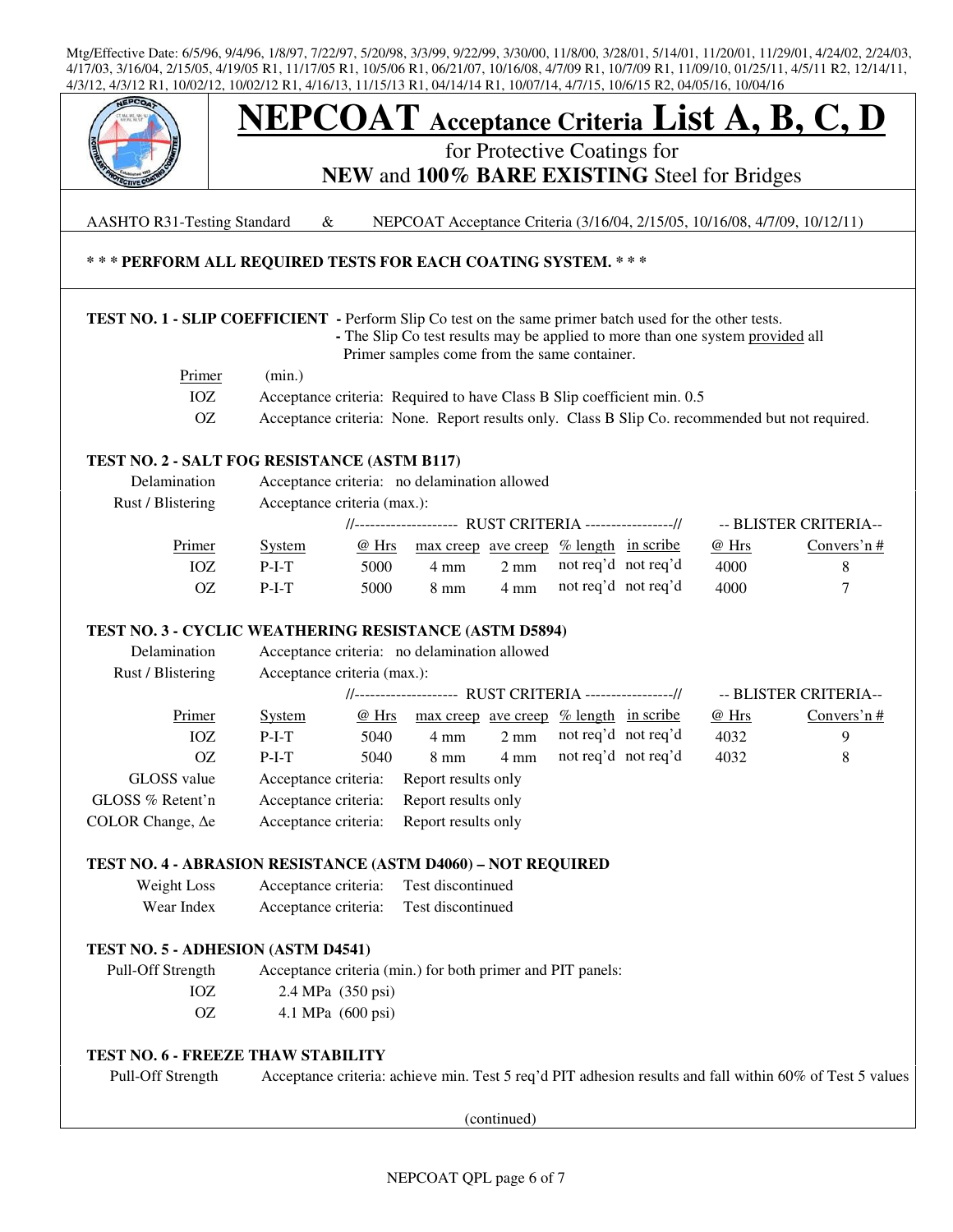Mtg/Effective Date: 6/5/96, 9/4/96, 1/8/97, 7/22/97, 5/20/98, 3/3/99, 9/22/99, 3/30/00, 11/8/00, 3/28/01, 5/14/01, 11/20/01, 11/29/01, 4/24/02, 2/24/03, 4/17/03, 3/16/04, 2/15/05, 4/19/05 R1, 11/17/05 R1, 10/5/06 R1, 06/21/07, 10/16/08, 4/7/09 R1, 10/7/09 R1, 11/09/10, 01/25/11, 4/5/11 R2, 12/14/11, 4/3/12, 4/3/12 R1, 10/02/12, 10/02/12 R1, 4/16/13, 11/15/13 R1, 04/14/14 R1, 10/07/14, 4/7/15, 10/6/15 R2, 04/05/16, 10/04/16

# NEPCOAT Acceptance Criteria List A, B, C, D

for Protective Coatings for
**NEW** and **100% BARE EXISTING** Steel for Bridges

AASHTO R31-Testing Standard & NEPCOAT Acceptance Criteria (3/16/04, 2/15/05, 10/16/08, 4/7/09, 10/12/11)

**\* \* \* PERFORM ALL REQUIRED TESTS FOR EACH COATING SYSTEM. \* \* \***

### TEST NO. 1 - SLIP COEFFICIENT

- Perform Slip Co test on the same primer batch used for the other tests.
- The Slip Co test results may be applied to more than one system provided all Primer samples come from the same container.

| Primer | (min.) |
|---|---|
| IOZ | Acceptance criteria: Required to have Class B Slip coefficient min. 0.5 |
| OZ | Acceptance criteria: None. Report results only. Class B Slip Co. recommended but not required. |

### TEST NO. 2 - SALT FOG RESISTANCE (ASTM B117)

Delamination — Acceptance criteria: no delamination allowed

Rust / Blistering — Acceptance criteria (max.):

| | | RUST CRITERIA | | | | | BLISTER CRITERIA | |
|---|---|---|---|---|---|---|---|---|
| Primer | System | @ Hrs | max creep | ave creep | % length | in scribe | @ Hrs | Convers'n # |
| IOZ | P-I-T | 5000 | 4 mm | 2 mm | not req'd | not req'd | 4000 | 8 |
| OZ | P-I-T | 5000 | 8 mm | 4 mm | not req'd | not req'd | 4000 | 7 |

### TEST NO. 3 - CYCLIC WEATHERING RESISTANCE (ASTM D5894)

Delamination — Acceptance criteria: no delamination allowed

Rust / Blistering — Acceptance criteria (max.):

| | | RUST CRITERIA | | | | | BLISTER CRITERIA | |
|---|---|---|---|---|---|---|---|---|
| Primer | System | @ Hrs | max creep | ave creep | % length | in scribe | @ Hrs | Convers'n # |
| IOZ | P-I-T | 5040 | 4 mm | 2 mm | not req'd | not req'd | 4032 | 9 |
| OZ | P-I-T | 5040 | 8 mm | 4 mm | not req'd | not req'd | 4032 | 8 |

GLOSS value — Acceptance criteria: Report results only

GLOSS % Retent'n — Acceptance criteria: Report results only

COLOR Change, Δe — Acceptance criteria: Report results only

### TEST NO. 4 - ABRASION RESISTANCE (ASTM D4060) – NOT REQUIRED

Weight Loss — Acceptance criteria: Test discontinued

Wear Index — Acceptance criteria: Test discontinued

### TEST NO. 5 - ADHESION (ASTM D4541)

Pull-Off Strength — Acceptance criteria (min.) for both primer and PIT panels:

- IOZ — 2.4 MPa (350 psi)
- OZ — 4.1 MPa (600 psi)

### TEST NO. 6 - FREEZE THAW STABILITY

Pull-Off Strength — Acceptance criteria: achieve min. Test 5 req'd PIT adhesion results and fall within 60% of Test 5 values

(continued)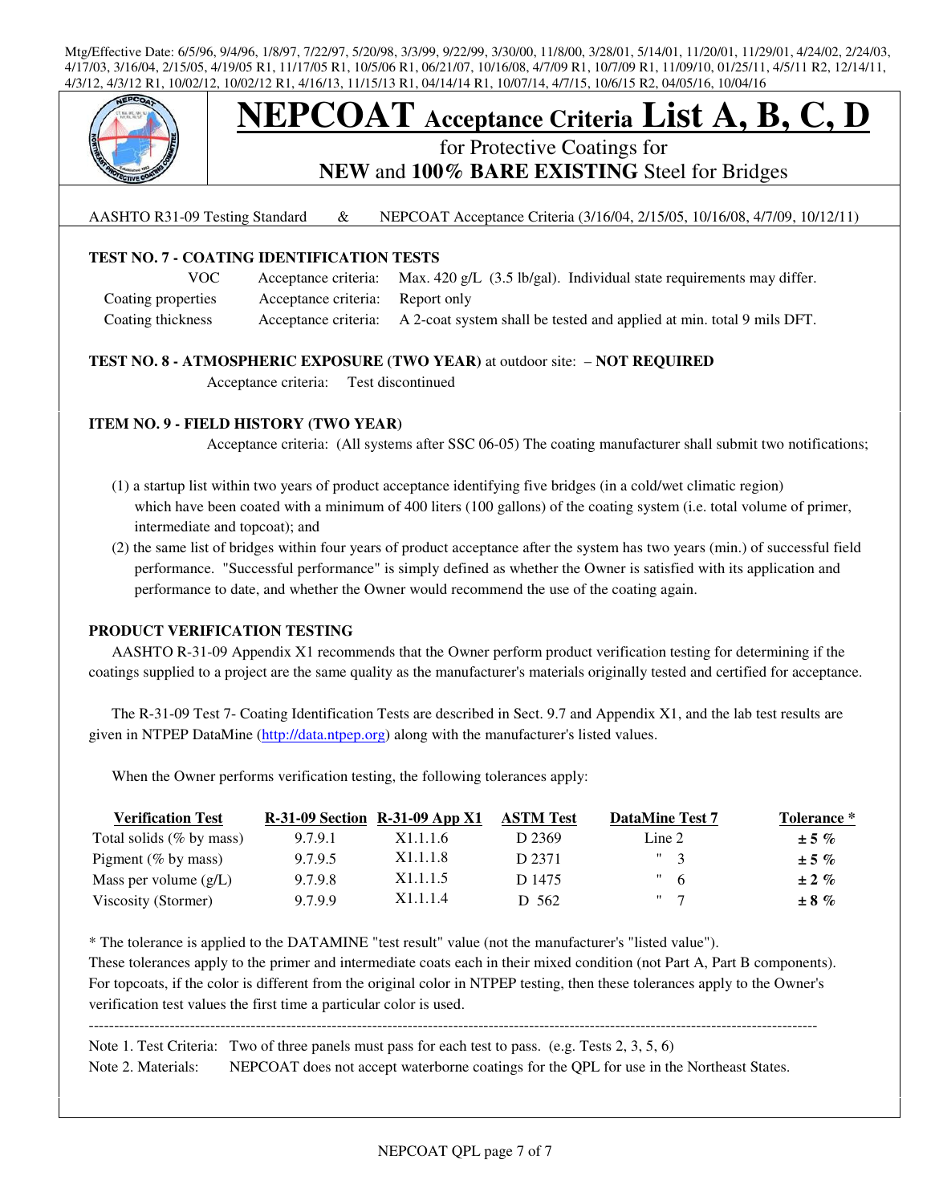Mtg/Effective Date: 6/5/96, 9/4/96, 1/8/97, 7/22/97, 5/20/98, 3/3/99, 9/22/99, 3/30/00, 11/8/00, 3/28/01, 5/14/01, 11/20/01, 11/29/01, 4/24/02, 2/24/03, 4/17/03, 3/16/04, 2/15/05, 4/19/05 R1, 11/17/05 R1, 10/5/06 R1, 06/21/07, 10/16/08, 4/7/09 R1, 10/7/09 R1, 11/09/10, 01/25/11, 4/5/11 R2, 12/14/11, 4/3/12, 4/3/12 R1, 10/02/12, 10/02/12 R1, 4/16/13, 11/15/13 R1, 04/14/14 R1, 10/07/14, 4/7/15, 10/6/15 R2, 04/05/16, 10/04/16

# NEPCOAT Acceptance Criteria List A, B, C, D

for Protective Coatings for

**NEW** and **100% BARE EXISTING** Steel for Bridges

AASHTO R31-09 Testing Standard & NEPCOAT Acceptance Criteria (3/16/04, 2/15/05, 10/16/08, 4/7/09, 10/12/11)

**TEST NO. 7 - COATING IDENTIFICATION TESTS**

| | | |
|---|---|---|
| VOC | Acceptance criteria: | Max. 420 g/L (3.5 lb/gal). Individual state requirements may differ. |
| Coating properties | Acceptance criteria: | Report only |
| Coating thickness | Acceptance criteria: | A 2-coat system shall be tested and applied at min. total 9 mils DFT. |

**TEST NO. 8 - ATMOSPHERIC EXPOSURE (TWO YEAR)** at outdoor site: – **NOT REQUIRED**

Acceptance criteria: Test discontinued

**ITEM NO. 9 - FIELD HISTORY (TWO YEAR)**

Acceptance criteria: (All systems after SSC 06-05) The coating manufacturer shall submit two notifications;

(1) a startup list within two years of product acceptance identifying five bridges (in a cold/wet climatic region) which have been coated with a minimum of 400 liters (100 gallons) of the coating system (i.e. total volume of primer, intermediate and topcoat); and

(2) the same list of bridges within four years of product acceptance after the system has two years (min.) of successful field performance. "Successful performance" is simply defined as whether the Owner is satisfied with its application and performance to date, and whether the Owner would recommend the use of the coating again.

**PRODUCT VERIFICATION TESTING**

AASHTO R-31-09 Appendix X1 recommends that the Owner perform product verification testing for determining if the coatings supplied to a project are the same quality as the manufacturer's materials originally tested and certified for acceptance.

The R-31-09 Test 7- Coating Identification Tests are described in Sect. 9.7 and Appendix X1, and the lab test results are given in NTPEP DataMine (http://data.ntpep.org) along with the manufacturer's listed values.

When the Owner performs verification testing, the following tolerances apply:

| Verification Test | R-31-09 Section | R-31-09 App X1 | ASTM Test | DataMine Test 7 | Tolerance * |
|---|---|---|---|---|---|
| Total solids (% by mass) | 9.7.9.1 | X1.1.1.6 | D 2369 | Line 2 | **± 5 %** |
| Pigment (% by mass) | 9.7.9.5 | X1.1.1.8 | D 2371 | " 3 | **± 5 %** |
| Mass per volume (g/L) | 9.7.9.8 | X1.1.1.5 | D 1475 | " 6 | **± 2 %** |
| Viscosity (Stormer) | 9.7.9.9 | X1.1.1.4 | D 562 | " 7 | **± 8 %** |

* The tolerance is applied to the DATAMINE "test result" value (not the manufacturer's "listed value").
These tolerances apply to the primer and intermediate coats each in their mixed condition (not Part A, Part B components).
For topcoats, if the color is different from the original color in NTPEP testing, then these tolerances apply to the Owner's verification test values the first time a particular color is used.

---

Note 1. Test Criteria: Two of three panels must pass for each test to pass. (e.g. Tests 2, 3, 5, 6)

Note 2. Materials: NEPCOAT does not accept waterborne coatings for the QPL for use in the Northeast States.